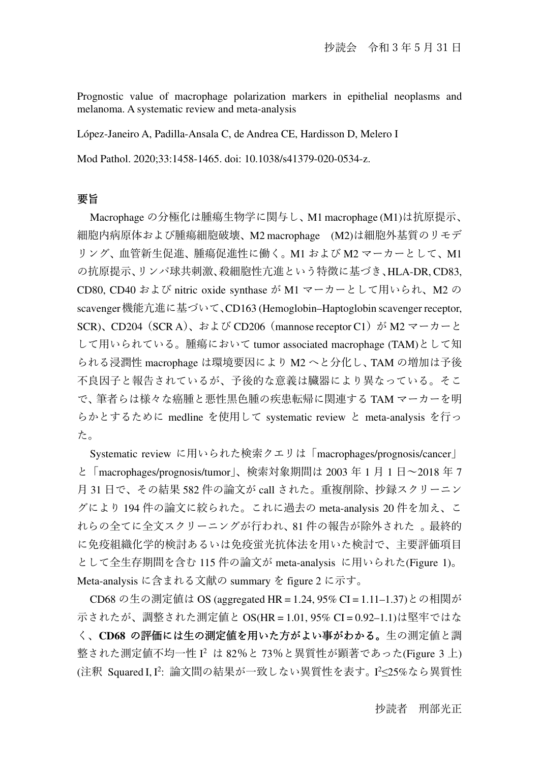抄読会　令和3年5月31日

Prognostic value of macrophage polarization markers in epithelial neoplasms and melanoma. A systematic review and meta-analysis

López-Janeiro A, Padilla-Ansala C, de Andrea CE, Hardisson D, Melero I

Mod Pathol. 2020;33:1458-1465. doi: 10.1038/s41379-020-0534-z.

## 要旨

Macrophageの分極化は腫瘍生物学に関与し、M1 macrophage (M1)は抗原提示、細胞内病原体および腫瘍細胞破壊、M2 macrophage　(M2)は細胞外基質のリモデリング、血管新生促進、腫瘍促進性に働く。M1およびM2マーカーとして、M1の抗原提示、リンパ球共刺激、殺細胞性亢進という特徴に基づき、HLA-DR, CD83, CD80, CD40およびnitric oxide synthaseがM1マーカーとして用いられ、M2のscavenger機能亢進に基づいて、CD163 (Hemoglobin–Haptoglobin scavenger receptor, SCR)、CD204（SCR A）、およびCD206（mannose receptor C1）がM2マーカーとして用いられている。腫瘍においてtumor associated macrophage (TAM)として知られる浸潤性macrophageは環境要因によりM2へと分化し、TAMの増加は予後不良因子と報告されているが、予後的な意義は臓器により異なっている。そこで、筆者らは様々な癌腫と悪性黒色腫の疾患転帰に関連するTAMマーカーを明らかとするためにmedlineを使用してsystematic reviewとmeta-analysisを行った。

Systematic reviewに用いられた検索クエリは「macrophages/prognosis/cancer」と「macrophages/prognosis/tumor」、検索対象期間は2003年1月1日～2018年7月31日で、その結果582件の論文がcallされた。重複削除、抄録スクリーニングにより194件の論文に絞られた。これに過去のmeta-analysis 20件を加え、これらの全てに全文スクリーニングが行われ、81件の報告が除外された 。最終的に免疫組織化学的検討あるいは免疫蛍光抗体法を用いた検討で、主要評価項目として全生存期間を含む115件の論文がmeta-analysis に用いられた(Figure 1)。Meta-analysisに含まれる文献のsummaryをfigure 2に示す。

CD68の生の測定値はOS (aggregated HR = 1.24, 95% CI = 1.11–1.37)との相関が示されたが、調整された測定値とOS(HR = 1.01, 95% CI = 0.92–1.1)は堅牢ではなく、**CD68の評価には生の測定値を用いた方がよい事がわかる。**生の測定値と調整された測定値不均一性 $I^2$ は82%と73%と異質性が顕著であった(Figure 3上)(注釈 Squared I, $I^2$: 論文間の結果が一致しない異質性を表す。$I^2 \leq 25\%$なら異質性

抄読者　刑部光正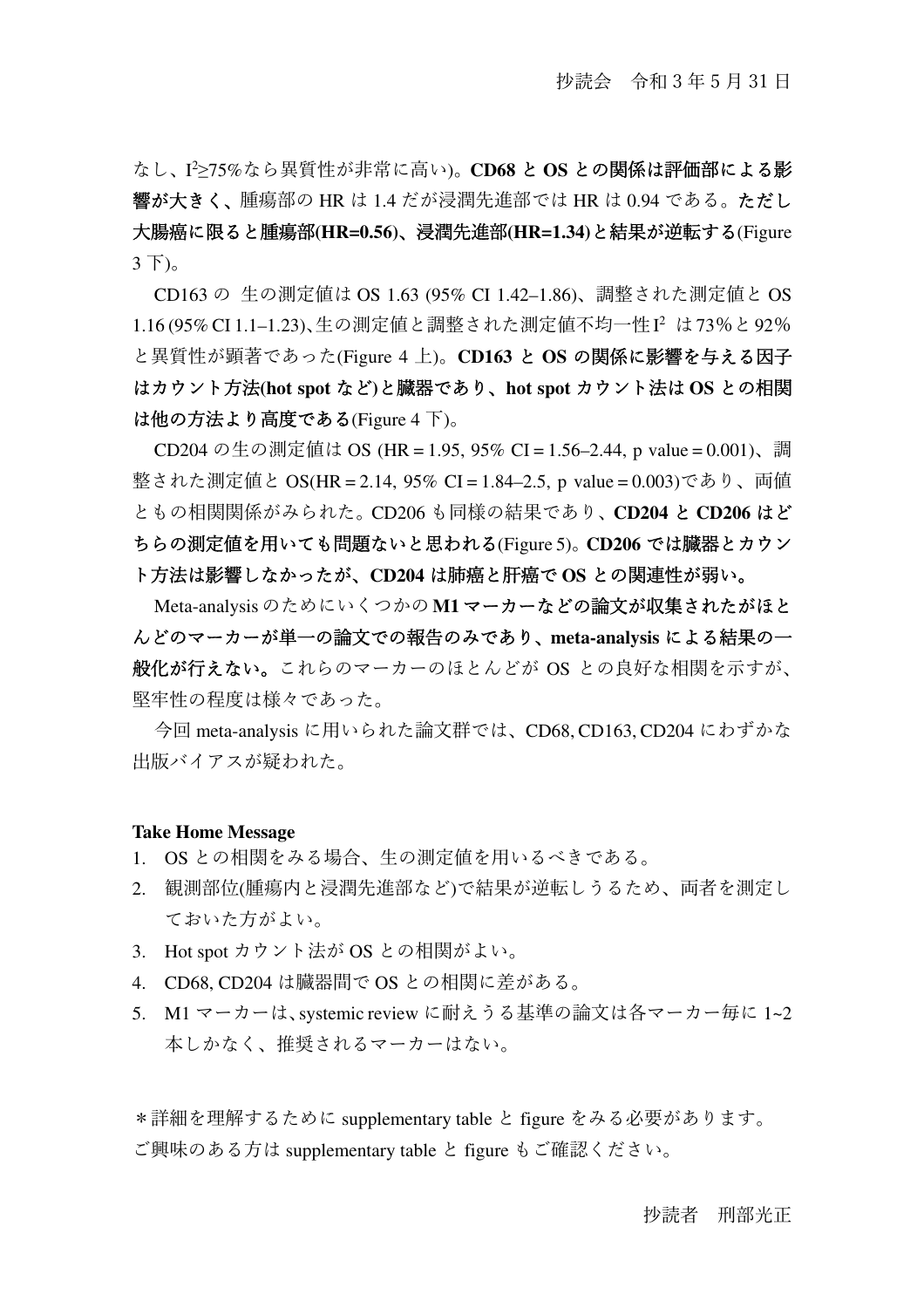なし、$I^2 \geq 75\%$なら異質性が非常に高い)。**CD68 と OS との関係は評価部による影響が大きく、**腫瘍部の HR は 1.4 だが浸潤先進部では HR は 0.94 である。**ただし大腸癌に限ると腫瘍部(HR=0.56)、浸潤先進部(HR=1.34)と結果が逆転する**(Figure 3 下)。

CD163 の 生の測定値は OS 1.63 (95% CI 1.42–1.86)、調整された測定値と OS 1.16 (95% CI 1.1–1.23)、生の測定値と調整された測定値不均一性 $I^2$ は 73%と 92%と異質性が顕著であった(Figure 4 上)。**CD163 と OS の関係に影響を与える因子はカウント方法(hot spot など)と臓器であり、hot spot カウント法は OS との相関は他の方法より高度である**(Figure 4 下)。

CD204 の生の測定値は OS (HR = 1.95, 95% CI = 1.56–2.44, p value = 0.001)、調整された測定値と OS(HR = 2.14, 95% CI = 1.84–2.5, p value = 0.003)であり、両値ともの相関関係がみられた。CD206 も同様の結果であり、**CD204 と CD206 はどちらの測定値を用いても問題ないと思われる**(Figure 5)。**CD206 では臓器とカウント方法は影響しなかったが、CD204 は肺癌と肝癌で OS との関連性が弱い。**

Meta-analysis のためにいくつかの **M1 マーカーなどの論文が収集されたがほとんどのマーカーが単一の論文での報告のみであり、meta-analysis による結果の一般化が行えない。**これらのマーカーのほとんどが OS との良好な相関を示すが、堅牢性の程度は様々であった。

今回 meta-analysis に用いられた論文群では、CD68, CD163, CD204 にわずかな出版バイアスが疑われた。

**Take Home Message**

1. OS との相関をみる場合、生の測定値を用いるべきである。
2. 観測部位(腫瘍内と浸潤先進部など)で結果が逆転しうるため、両者を測定しておいた方がよい。
3. Hot spot カウント法が OS との相関がよい。
4. CD68, CD204 は臓器間で OS との相関に差がある。
5. M1 マーカーは、systemic review に耐えうる基準の論文は各マーカー毎に 1~2 本しかなく、推奨されるマーカーはない。

＊詳細を理解するために supplementary table と figure をみる必要があります。
ご興味のある方は supplementary table と figure もご確認ください。

抄読者　刑部光正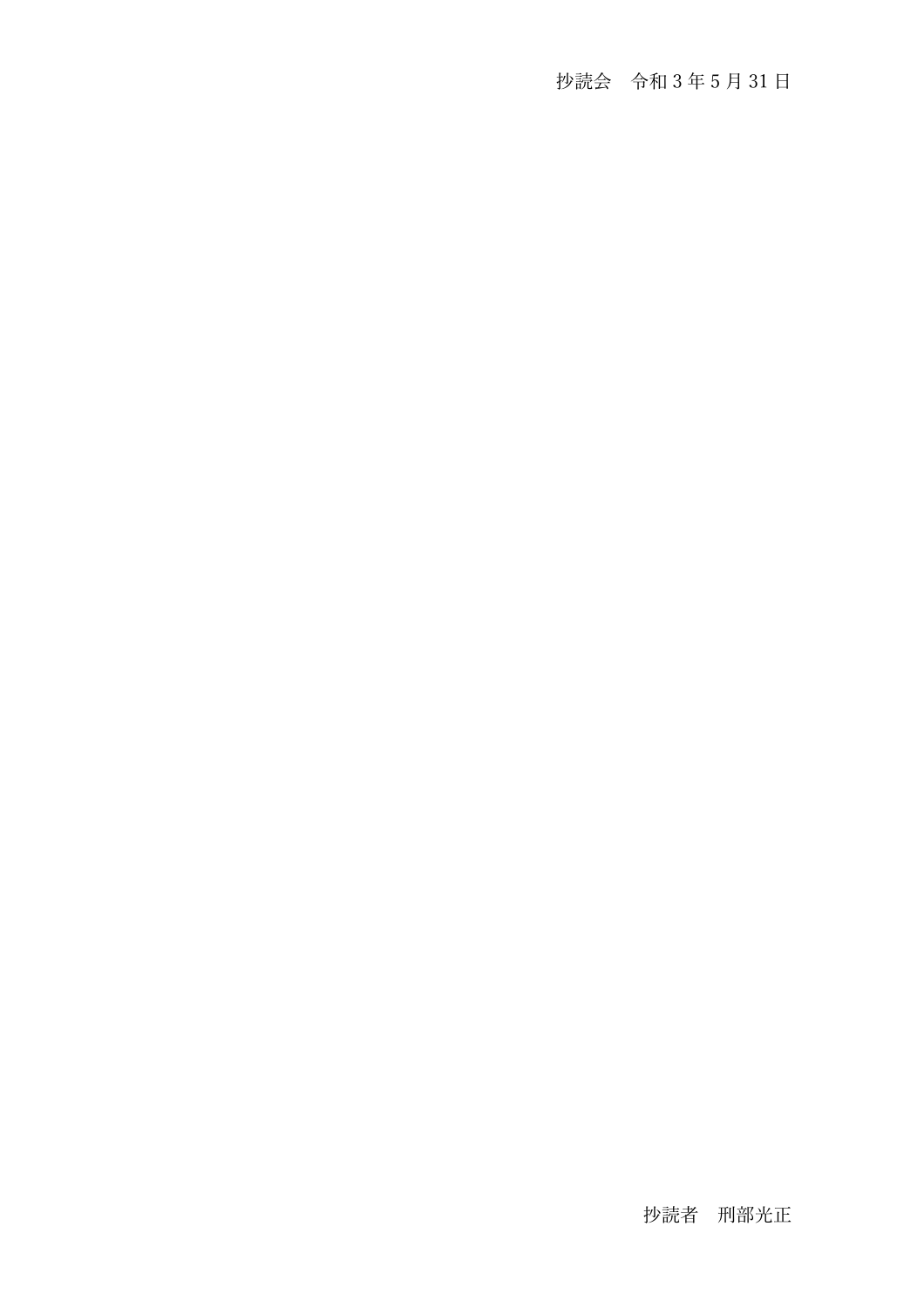抄読会　令和 3 年 5 月 31 日

抄読者　刑部光正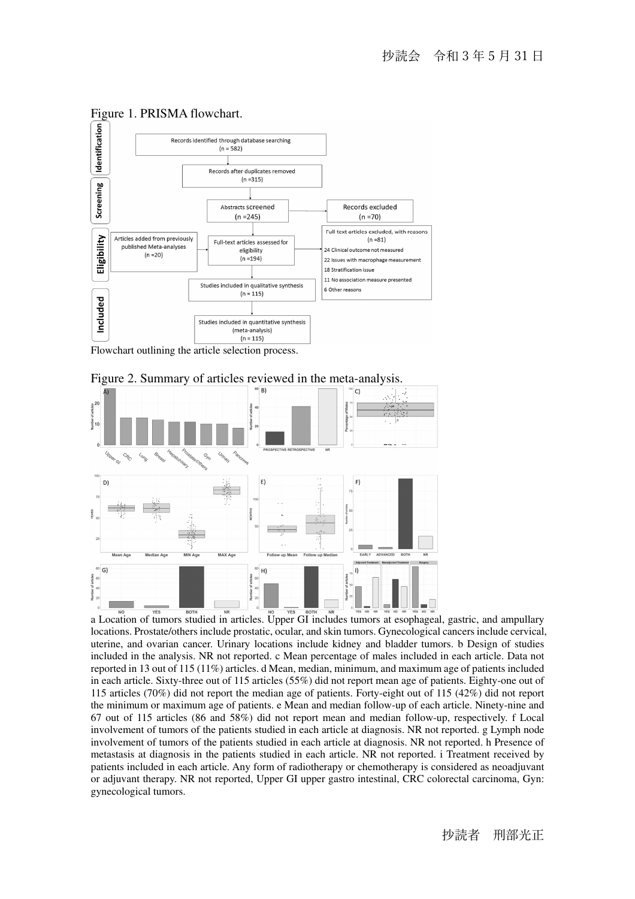Figure 1. PRISMA flowchart.

Flowchart outlining the article selection process.

Figure 2. Summary of articles reviewed in the meta-analysis.

a Location of tumors studied in articles. Upper GI includes tumors at esophageal, gastric, and ampullary locations. Prostate/others include prostatic, ocular, and skin tumors. Gynecological cancers include cervical, uterine, and ovarian cancer. Urinary locations include kidney and bladder tumors. b Design of studies included in the analysis. NR not reported. c Mean percentage of males included in each article. Data not reported in 13 out of 115 (11%) articles. d Mean, median, minimum, and maximum age of patients included in each article. Sixty-three out of 115 articles (55%) did not report mean age of patients. Eighty-one out of 115 articles (70%) did not report the median age of patients. Forty-eight out of 115 (42%) did not report the minimum or maximum age of patients. e Mean and median follow-up of each article. Ninety-nine and 67 out of 115 articles (86 and 58%) did not report mean and median follow-up, respectively. f Local involvement of tumors of the patients studied in each article at diagnosis. NR not reported. g Lymph node involvement of tumors of the patients studied in each article at diagnosis. NR not reported. h Presence of metastasis at diagnosis in the patients studied in each article. NR not reported. i Treatment received by patients included in each article. Any form of radiotherapy or chemotherapy is considered as neoadjuvant or adjuvant therapy. NR not reported, Upper GI upper gastro intestinal, CRC colorectal carcinoma, Gyn: gynecological tumors.

抄読者　刑部光正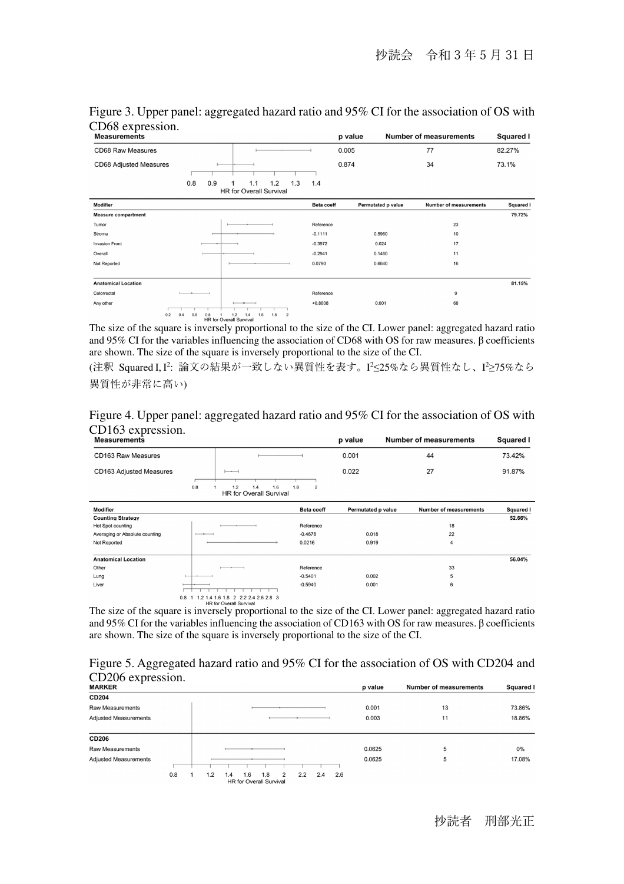Figure 3. Upper panel: aggregated hazard ratio and 95% CI for the association of OS with CD68 expression.

| Measurements | p value | Number of measurements | Squared I |
|---|---|---|---|
| CD68 Raw Measures | 0.005 | 77 | 82.27% |
| CD68 Adjusted Measures | 0.874 | 34 | 73.1% |

| Modifier | Beta coeff | Permutated p value | Number of measurements | Squared I |
|---|---|---|---|---|
| **Measure compartment** | | | | 79.72% |
| Tumor | Reference | | 23 | |
| Stroma | -0.1111 | 0.5960 | 10 | |
| Invasion Front | -0.3972 | 0.024 | 17 | |
| Overall | -0.2941 | 0.1460 | 11 | |
| Not Reported | 0.0790 | 0.6640 | 16 | |
| **Anatomical Location** | | | | 81.15% |
| Colorrectal | Reference | | 9 | |
| Any other | +0,8808 | 0.001 | 68 | |

The size of the square is inversely proportional to the size of the CI. Lower panel: aggregated hazard ratio and 95% CI for the variables influencing the association of CD68 with OS for raw measures. β coefficients are shown. The size of the square is inversely proportional to the size of the CI.

(注釈 Squared I, $I^2$: 論文の結果が一致しない異質性を表す。$I^2 \leq 25\%$なら異質性なし、$I^2 \geq 75\%$なら異質性が非常に高い)

Figure 4. Upper panel: aggregated hazard ratio and 95% CI for the association of OS with CD163 expression.

| Measurements | p value | Number of measurements | Squared I |
|---|---|---|---|
| CD163 Raw Measures | 0.001 | 44 | 73.42% |
| CD163 Adjusted Measures | 0.022 | 27 | 91.87% |

| Modifier | Beta coeff | Permutated p value | Number of measurements | Squared I |
|---|---|---|---|---|
| **Counting Strategy** | | | | 52.66% |
| Hot Spot counting | Reference | | 18 | |
| Averaging or Absolute counting | -0.4678 | 0.018 | 22 | |
| Not Reported | 0.0216 | 0.919 | 4 | |
| **Anatomical Location** | | | | 56.04% |
| Other | Reference | | 33 | |
| Lung | -0.5401 | 0.002 | 5 | |
| Liver | -0.5940 | 0.001 | 6 | |

The size of the square is inversely proportional to the size of the CI. Lower panel: aggregated hazard ratio and 95% CI for the variables influencing the association of CD163 with OS for raw measures. β coefficients are shown. The size of the square is inversely proportional to the size of the CI.

Figure 5. Aggregated hazard ratio and 95% CI for the association of OS with CD204 and CD206 expression.

| MARKER | p value | Number of measurements | Squared I |
|---|---|---|---|
| **CD204** | | | |
| Raw Measurements | 0.001 | 13 | 73.86% |
| Adjusted Measurements | 0.003 | 11 | 18.86% |
| **CD206** | | | |
| Raw Measurements | 0.0625 | 5 | 0% |
| Adjusted Measurements | 0.0625 | 5 | 17.08% |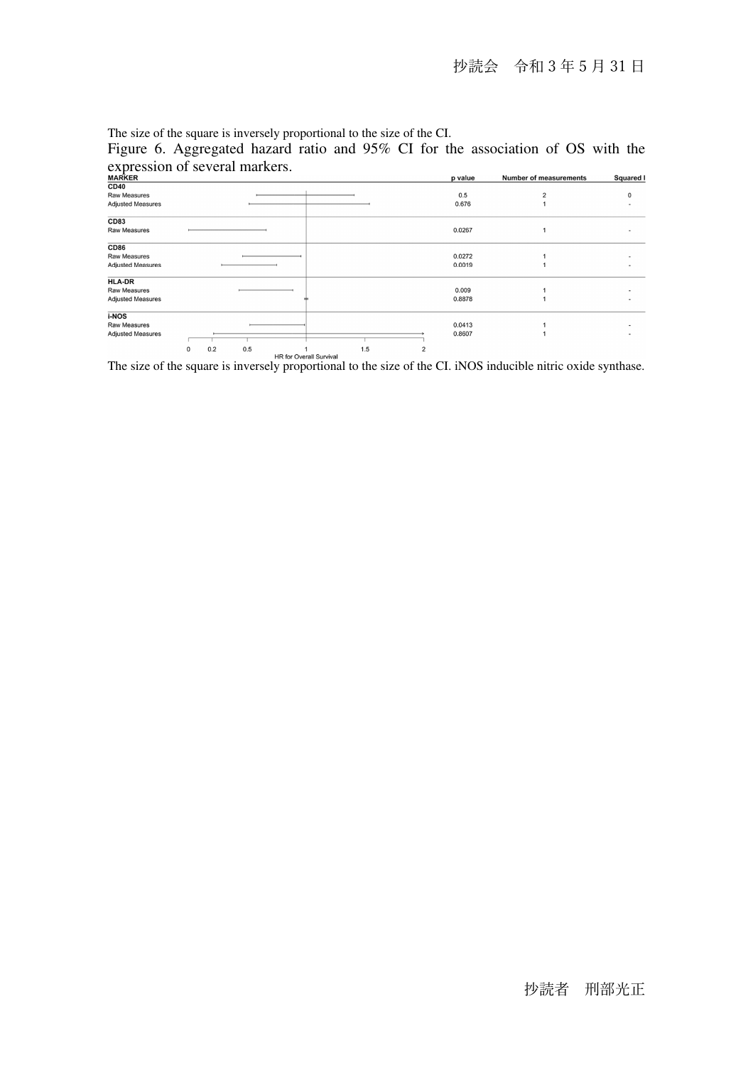The size of the square is inversely proportional to the size of the CI.

Figure 6. Aggregated hazard ratio and 95% CI for the association of OS with the expression of several markers.

MARKER

p value

Number of measurements

Squared I

CD40

Raw Measures 0.5 2 0

Adjusted Measures 0.676 1 -

CD83

Raw Measures 0.0267 1 -

CD86

Raw Measures 0.0272 1 -

Adjusted Measures 0.0019 1 -

HLA-DR

Raw Measures 0.009 1 -

Adjusted Measures 0.8878 1 -

i-NOS

Raw Measures 0.0413 1 -

Adjusted Measures 0.8607 1 -

0 0.2 0.5 1 1.5 2

HR for Overall Survival

The size of the square is inversely proportional to the size of the CI. iNOS inducible nitric oxide synthase.

抄読者　刑部光正